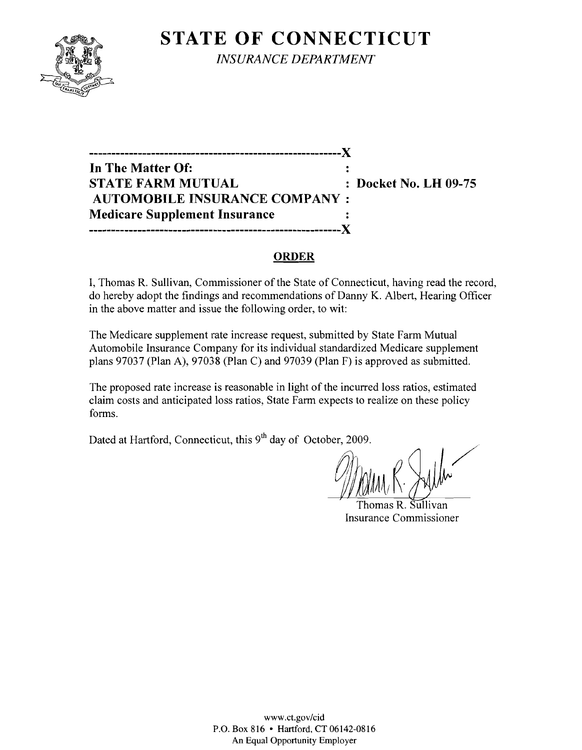# STATE OF CONNECTICUT

*INSURANCE DEPARTMENT*

---------------------------------------------------------X
**In The Matter Of:** :
**STATE FARM MUTUAL** : **Docket No. LH 09-75**
**AUTOMOBILE INSURANCE COMPANY** :
**Medicare Supplement Insurance** :
---------------------------------------------------------X

## ORDER

I, Thomas R. Sullivan, Commissioner of the State of Connecticut, having read the record, do hereby adopt the findings and recommendations of Danny K. Albert, Hearing Officer in the above matter and issue the following order, to wit:

The Medicare supplement rate increase request, submitted by State Farm Mutual Automobile Insurance Company for its individual standardized Medicare supplement plans 97037 (Plan A), 97038 (Plan C) and 97039 (Plan F) is approved as submitted.

The proposed rate increase is reasonable in light of the incurred loss ratios, estimated claim costs and anticipated loss ratios, State Farm expects to realize on these policy forms.

Dated at Hartford, Connecticut, this 9th day of October, 2009.

Thomas R. Sullivan
Insurance Commissioner

www.ct.gov/cid
P.O. Box 816 • Hartford, CT 06142-0816
An Equal Opportunity Employer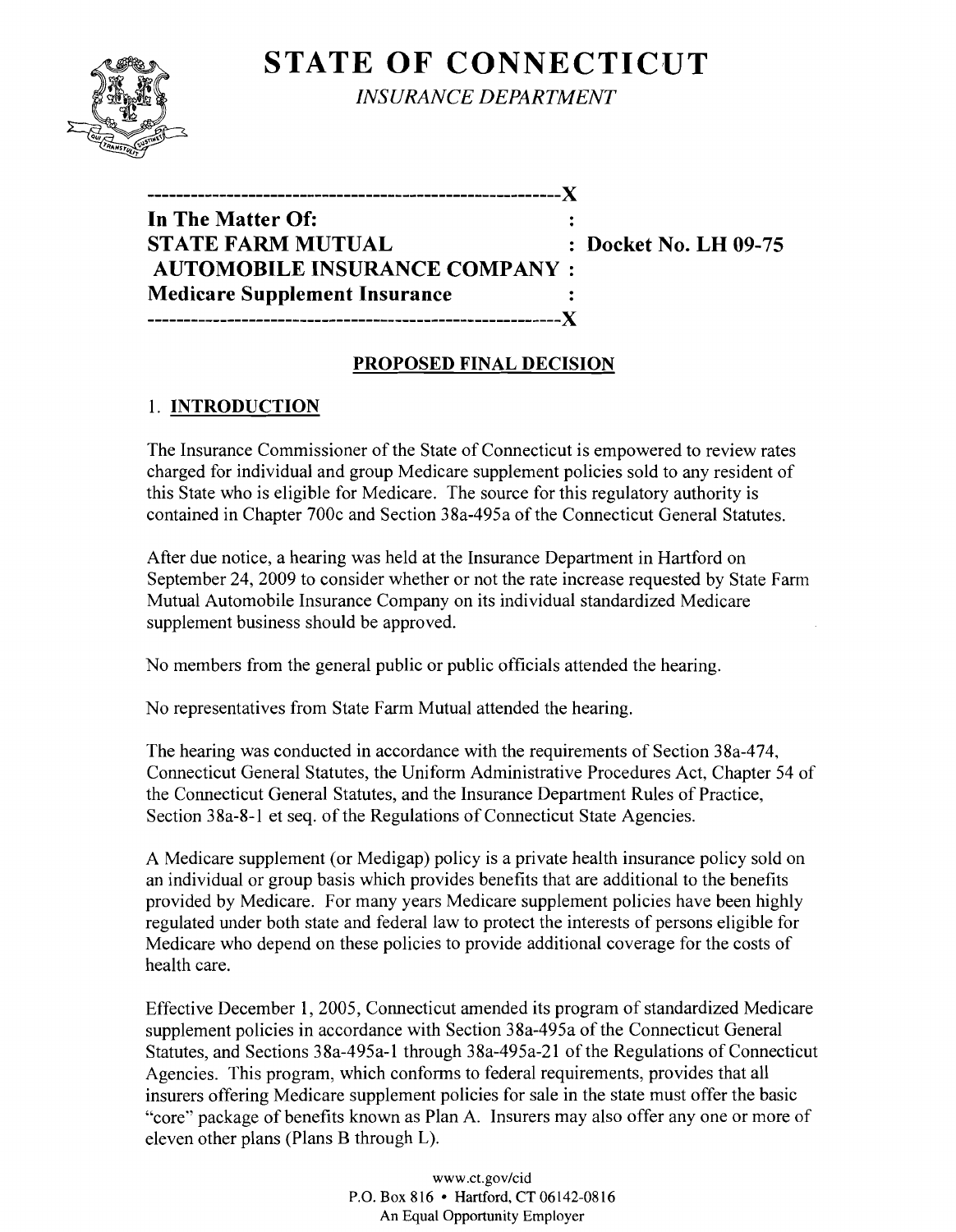# STATE OF CONNECTICUT

*INSURANCE DEPARTMENT*

---

**In The Matter Of:**
**STATE FARM MUTUAL** : **Docket No. LH 09-75**
**AUTOMOBILE INSURANCE COMPANY** :
**Medicare Supplement Insurance** :

---

## PROPOSED FINAL DECISION

### 1. INTRODUCTION

The Insurance Commissioner of the State of Connecticut is empowered to review rates charged for individual and group Medicare supplement policies sold to any resident of this State who is eligible for Medicare. The source for this regulatory authority is contained in Chapter 700c and Section 38a-495a of the Connecticut General Statutes.

After due notice, a hearing was held at the Insurance Department in Hartford on September 24, 2009 to consider whether or not the rate increase requested by State Farm Mutual Automobile Insurance Company on its individual standardized Medicare supplement business should be approved.

No members from the general public or public officials attended the hearing.

No representatives from State Farm Mutual attended the hearing.

The hearing was conducted in accordance with the requirements of Section 38a-474, Connecticut General Statutes, the Uniform Administrative Procedures Act, Chapter 54 of the Connecticut General Statutes, and the Insurance Department Rules of Practice, Section 38a-8-1 et seq. of the Regulations of Connecticut State Agencies.

A Medicare supplement (or Medigap) policy is a private health insurance policy sold on an individual or group basis which provides benefits that are additional to the benefits provided by Medicare. For many years Medicare supplement policies have been highly regulated under both state and federal law to protect the interests of persons eligible for Medicare who depend on these policies to provide additional coverage for the costs of health care.

Effective December 1, 2005, Connecticut amended its program of standardized Medicare supplement policies in accordance with Section 38a-495a of the Connecticut General Statutes, and Sections 38a-495a-1 through 38a-495a-21 of the Regulations of Connecticut Agencies. This program, which conforms to federal requirements, provides that all insurers offering Medicare supplement policies for sale in the state must offer the basic "core" package of benefits known as Plan A. Insurers may also offer any one or more of eleven other plans (Plans B through L).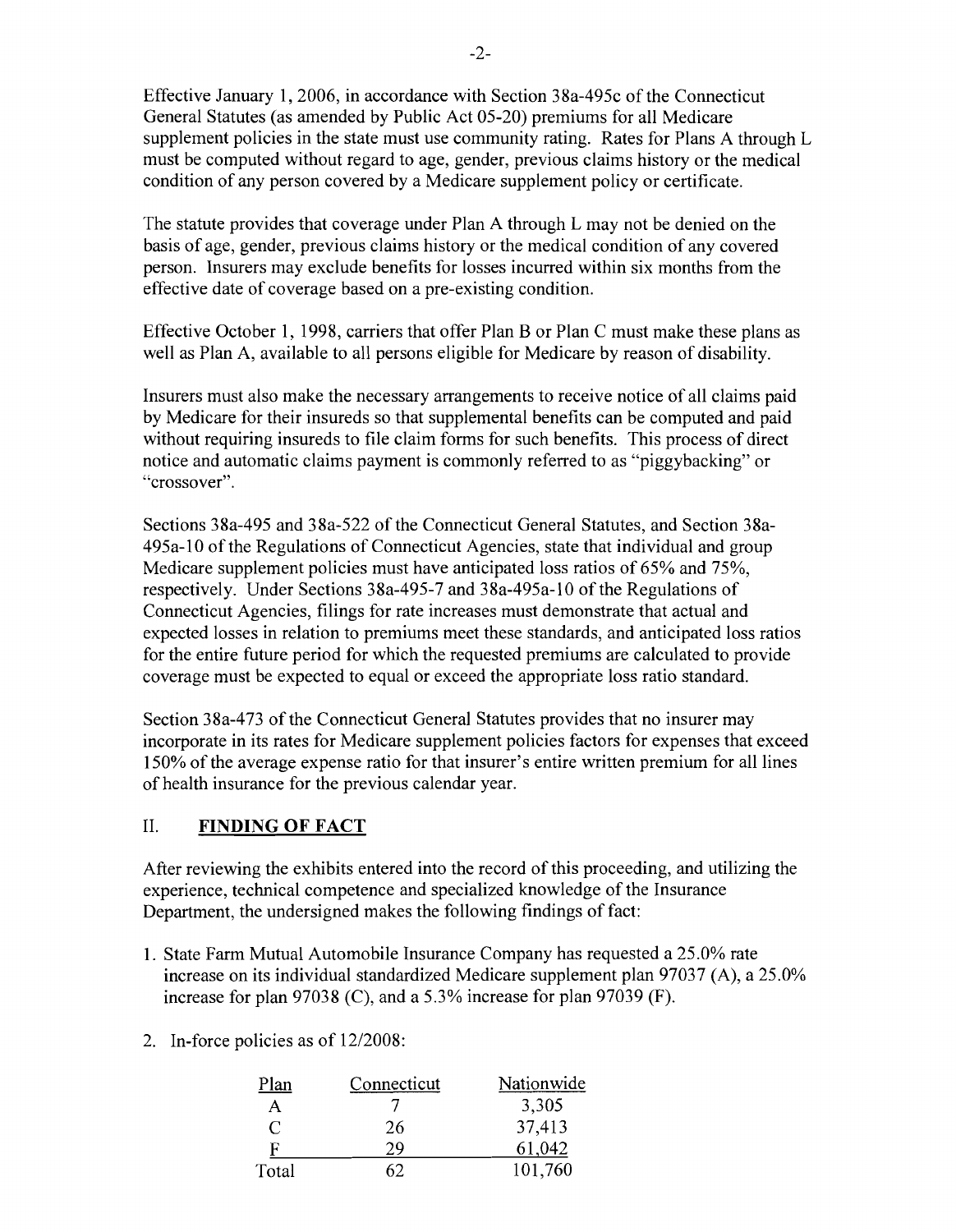Effective January 1, 2006, in accordance with Section 38a-495c of the Connecticut General Statutes (as amended by Public Act 05-20) premiums for all Medicare supplement policies in the state must use community rating. Rates for Plans A through L must be computed without regard to age, gender, previous claims history or the medical condition of any person covered by a Medicare supplement policy or certificate.

The statute provides that coverage under Plan A through L may not be denied on the basis of age, gender, previous claims history or the medical condition of any covered person. Insurers may exclude benefits for losses incurred within six months from the effective date of coverage based on a pre-existing condition.

Effective October 1, 1998, carriers that offer Plan B or Plan C must make these plans as well as Plan A, available to all persons eligible for Medicare by reason of disability.

Insurers must also make the necessary arrangements to receive notice of all claims paid by Medicare for their insureds so that supplemental benefits can be computed and paid without requiring insureds to file claim forms for such benefits. This process of direct notice and automatic claims payment is commonly referred to as "piggybacking" or "crossover".

Sections 38a-495 and 38a-522 of the Connecticut General Statutes, and Section 38a-495a-10 of the Regulations of Connecticut Agencies, state that individual and group Medicare supplement policies must have anticipated loss ratios of 65% and 75%, respectively. Under Sections 38a-495-7 and 38a-495a-10 of the Regulations of Connecticut Agencies, filings for rate increases must demonstrate that actual and expected losses in relation to premiums meet these standards, and anticipated loss ratios for the entire future period for which the requested premiums are calculated to provide coverage must be expected to equal or exceed the appropriate loss ratio standard.

Section 38a-473 of the Connecticut General Statutes provides that no insurer may incorporate in its rates for Medicare supplement policies factors for expenses that exceed 150% of the average expense ratio for that insurer's entire written premium for all lines of health insurance for the previous calendar year.

## II. FINDING OF FACT

After reviewing the exhibits entered into the record of this proceeding, and utilizing the experience, technical competence and specialized knowledge of the Insurance Department, the undersigned makes the following findings of fact:

1. State Farm Mutual Automobile Insurance Company has requested a 25.0% rate increase on its individual standardized Medicare supplement plan 97037 (A), a 25.0% increase for plan 97038 (C), and a 5.3% increase for plan 97039 (F).

2. In-force policies as of 12/2008:

| Plan | Connecticut | Nationwide |
|---|---|---|
| A | 7 | 3,305 |
| C | 26 | 37,413 |
| F | 29 | 61,042 |
| Total | 62 | 101,760 |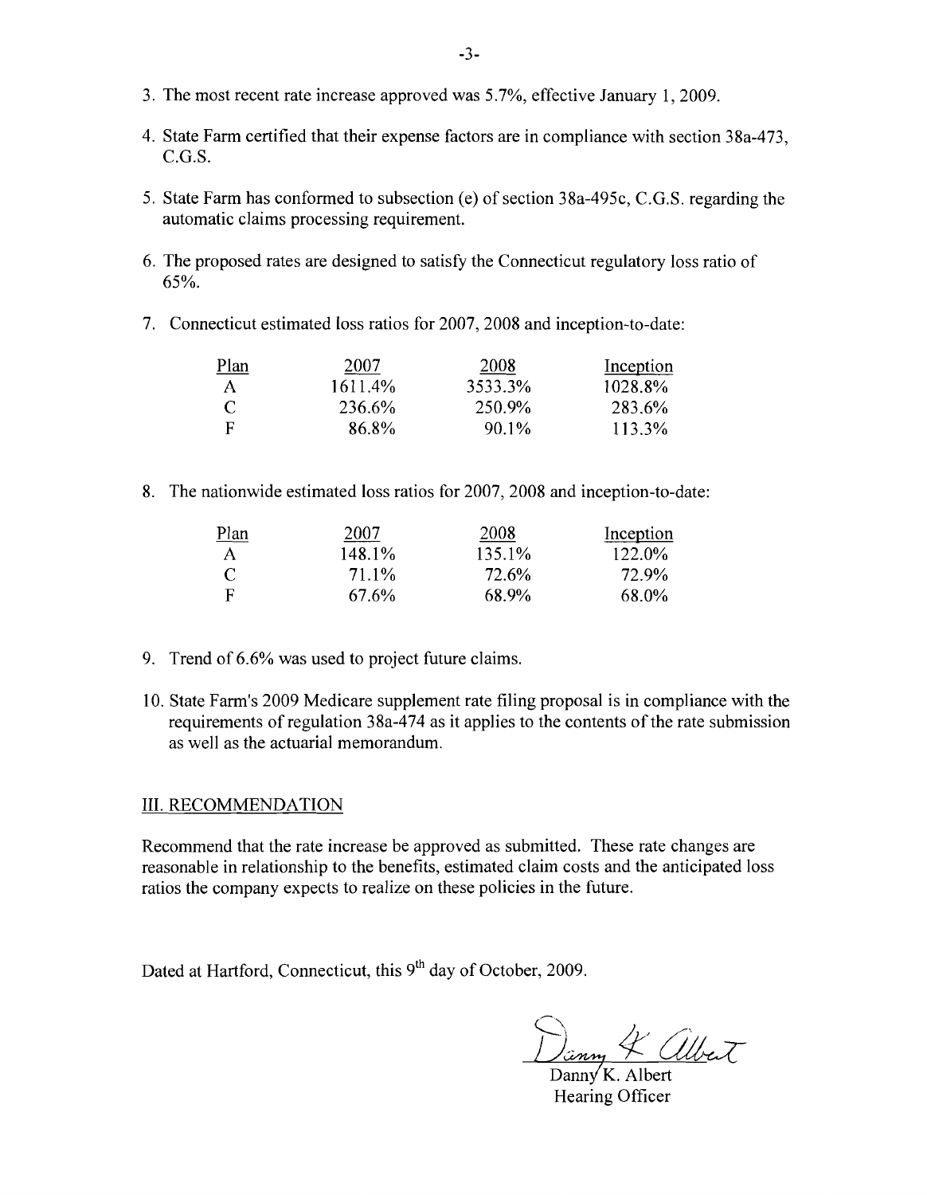3. The most recent rate increase approved was 5.7%, effective January 1, 2009.

4. State Farm certified that their expense factors are in compliance with section 38a-473, C.G.S.

5. State Farm has conformed to subsection (e) of section 38a-495c, C.G.S. regarding the automatic claims processing requirement.

6. The proposed rates are designed to satisfy the Connecticut regulatory loss ratio of 65%.

7. Connecticut estimated loss ratios for 2007, 2008 and inception-to-date:

| Plan | 2007 | 2008 | Inception |
|---|---|---|---|
| A | 1611.4% | 3533.3% | 1028.8% |
| C | 236.6% | 250.9% | 283.6% |
| F | 86.8% | 90.1% | 113.3% |

8. The nationwide estimated loss ratios for 2007, 2008 and inception-to-date:

| Plan | 2007 | 2008 | Inception |
|---|---|---|---|
| A | 148.1% | 135.1% | 122.0% |
| C | 71.1% | 72.6% | 72.9% |
| F | 67.6% | 68.9% | 68.0% |

9. Trend of 6.6% was used to project future claims.

10. State Farm's 2009 Medicare supplement rate filing proposal is in compliance with the requirements of regulation 38a-474 as it applies to the contents of the rate submission as well as the actuarial memorandum.

## III. RECOMMENDATION

Recommend that the rate increase be approved as submitted. These rate changes are reasonable in relationship to the benefits, estimated claim costs and the anticipated loss ratios the company expects to realize on these policies in the future.

Dated at Hartford, Connecticut, this 9th day of October, 2009.

Danny K. Albert
Hearing Officer